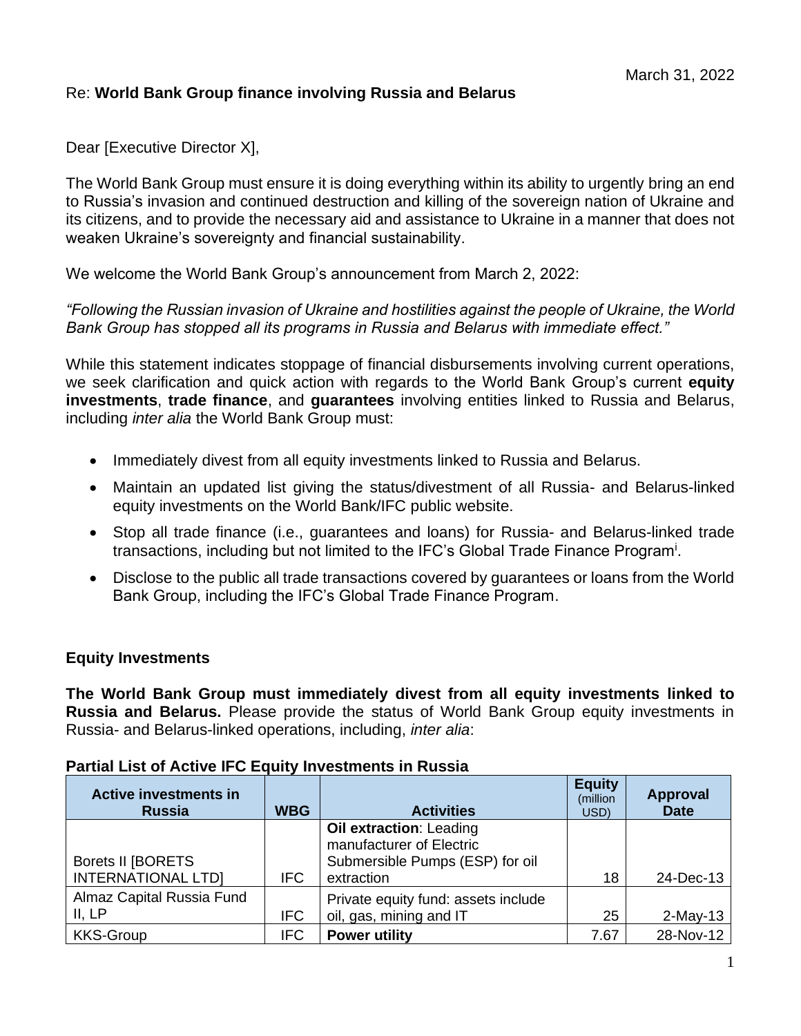March 31, 2022

Re: **World Bank Group finance involving Russia and Belarus**

Dear [Executive Director X],

The World Bank Group must ensure it is doing everything within its ability to urgently bring an end to Russia's invasion and continued destruction and killing of the sovereign nation of Ukraine and its citizens, and to provide the necessary aid and assistance to Ukraine in a manner that does not weaken Ukraine's sovereignty and financial sustainability.

We welcome the World Bank Group's announcement from March 2, 2022:

*"Following the Russian invasion of Ukraine and hostilities against the people of Ukraine, the World Bank Group has stopped all its programs in Russia and Belarus with immediate effect."*

While this statement indicates stoppage of financial disbursements involving current operations, we seek clarification and quick action with regards to the World Bank Group's current **equity investments**, **trade finance**, and **guarantees** involving entities linked to Russia and Belarus, including *inter alia* the World Bank Group must:

- Immediately divest from all equity investments linked to Russia and Belarus.
- Maintain an updated list giving the status/divestment of all Russia- and Belarus-linked equity investments on the World Bank/IFC public website.
- Stop all trade finance (i.e., guarantees and loans) for Russia- and Belarus-linked trade transactions, including but not limited to the IFC's Global Trade Finance Program[i].
- Disclose to the public all trade transactions covered by guarantees or loans from the World Bank Group, including the IFC's Global Trade Finance Program.

## Equity Investments

**The World Bank Group must immediately divest from all equity investments linked to Russia and Belarus.** Please provide the status of World Bank Group equity investments in Russia- and Belarus-linked operations, including, *inter alia*:

**Partial List of Active IFC Equity Investments in Russia**

| Active investments in Russia | WBG | Activities | Equity (million USD) | Approval Date |
|---|---|---|---|---|
| Borets II [BORETS INTERNATIONAL LTD] | IFC | **Oil extraction**: Leading manufacturer of Electric Submersible Pumps (ESP) for oil extraction | 18 | 24-Dec-13 |
| Almaz Capital Russia Fund II, LP | IFC | Private equity fund: assets include oil, gas, mining and IT | 25 | 2-May-13 |
| KKS-Group | IFC | **Power utility** | 7.67 | 28-Nov-12 |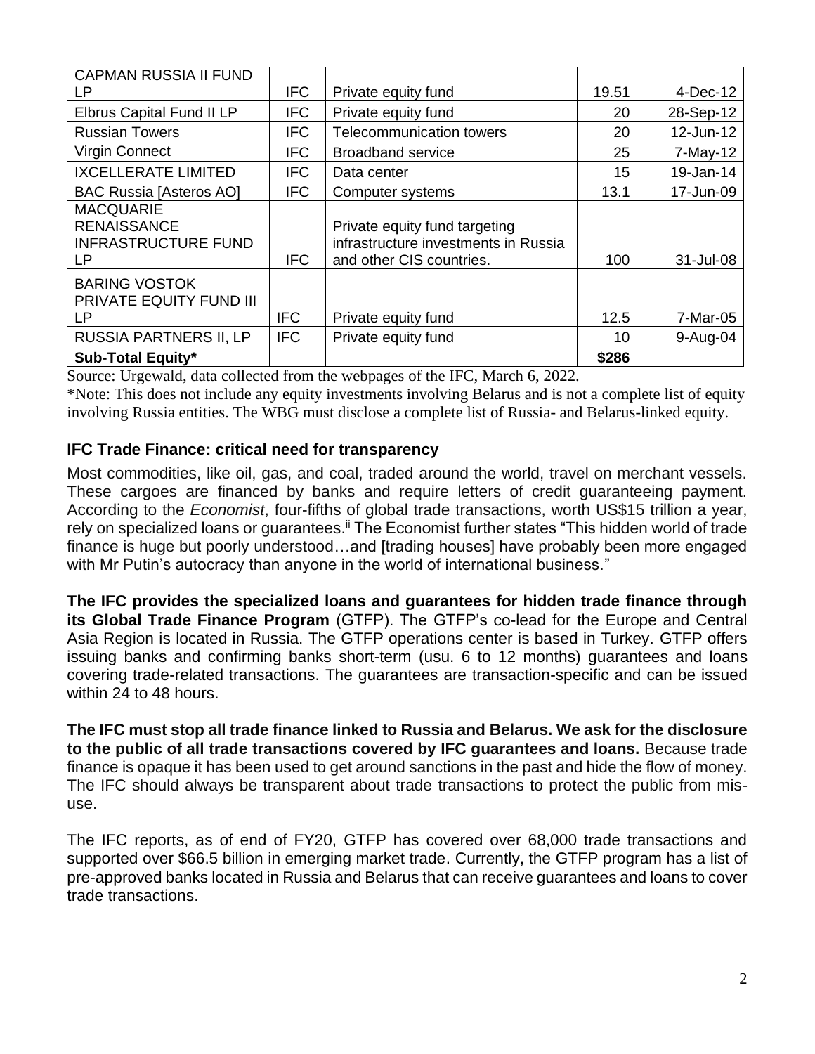| CAPMAN RUSSIA II FUND LP | IFC | Private equity fund | 19.51 | 4-Dec-12 |
|---|---|---|---|---|
| Elbrus Capital Fund II LP | IFC | Private equity fund | 20 | 28-Sep-12 |
| Russian Towers | IFC | Telecommunication towers | 20 | 12-Jun-12 |
| Virgin Connect | IFC | Broadband service | 25 | 7-May-12 |
| IXCELLERATE LIMITED | IFC | Data center | 15 | 19-Jan-14 |
| BAC Russia [Asteros AO] | IFC | Computer systems | 13.1 | 17-Jun-09 |
| MACQUARIE RENAISSANCE INFRASTRUCTURE FUND LP | IFC | Private equity fund targeting infrastructure investments in Russia and other CIS countries. | 100 | 31-Jul-08 |
| BARING VOSTOK PRIVATE EQUITY FUND III LP | IFC | Private equity fund | 12.5 | 7-Mar-05 |
| RUSSIA PARTNERS II, LP | IFC | Private equity fund | 10 | 9-Aug-04 |
| **Sub-Total Equity*** | | | **$286** | |

Source: Urgewald, data collected from the webpages of the IFC, March 6, 2022.

*Note: This does not include any equity investments involving Belarus and is not a complete list of equity involving Russia entities. The WBG must disclose a complete list of Russia- and Belarus-linked equity.

### IFC Trade Finance: critical need for transparency

Most commodities, like oil, gas, and coal, traded around the world, travel on merchant vessels. These cargoes are financed by banks and require letters of credit guaranteeing payment. According to the *Economist*, four-fifths of global trade transactions, worth US$15 trillion a year, rely on specialized loans or guarantees.[ii] The Economist further states "This hidden world of trade finance is huge but poorly understood…and [trading houses] have probably been more engaged with Mr Putin's autocracy than anyone in the world of international business."

**The IFC provides the specialized loans and guarantees for hidden trade finance through its Global Trade Finance Program** (GTFP). The GTFP's co-lead for the Europe and Central Asia Region is located in Russia. The GTFP operations center is based in Turkey. GTFP offers issuing banks and confirming banks short-term (usu. 6 to 12 months) guarantees and loans covering trade-related transactions. The guarantees are transaction-specific and can be issued within 24 to 48 hours.

**The IFC must stop all trade finance linked to Russia and Belarus. We ask for the disclosure to the public of all trade transactions covered by IFC guarantees and loans.** Because trade finance is opaque it has been used to get around sanctions in the past and hide the flow of money. The IFC should always be transparent about trade transactions to protect the public from mis-use.

The IFC reports, as of end of FY20, GTFP has covered over 68,000 trade transactions and supported over $66.5 billion in emerging market trade. Currently, the GTFP program has a list of pre-approved banks located in Russia and Belarus that can receive guarantees and loans to cover trade transactions.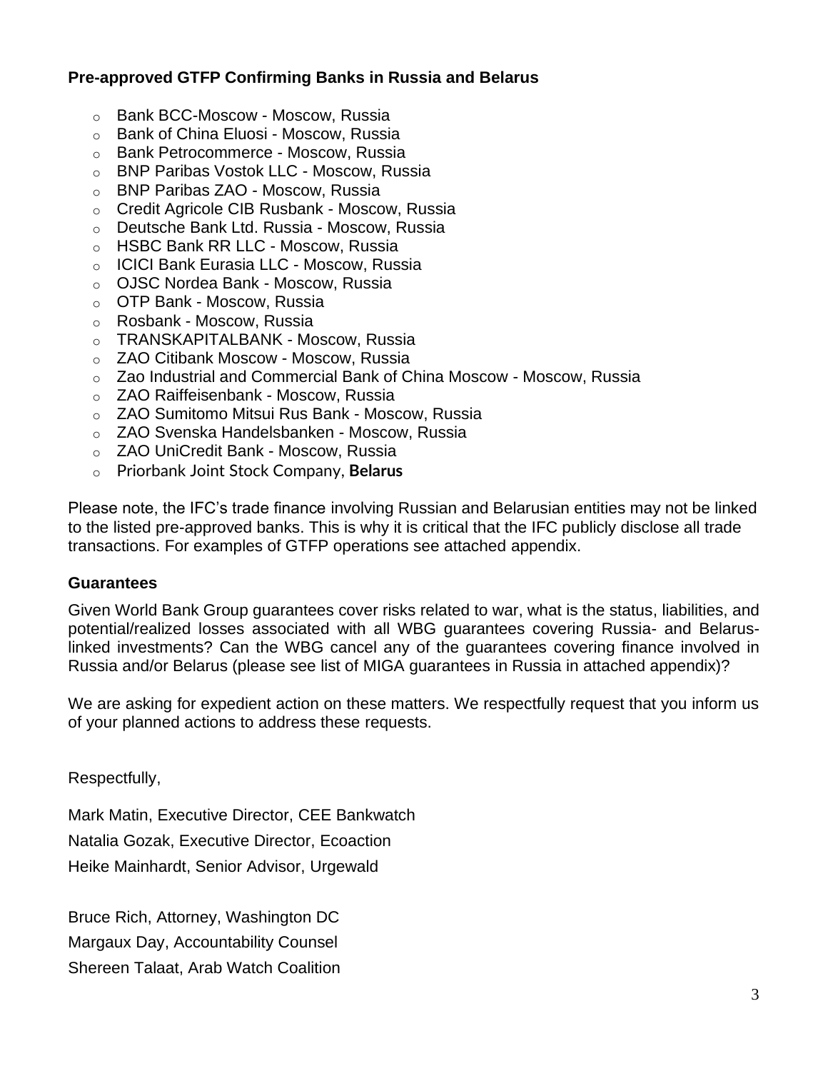**Pre-approved GTFP Confirming Banks in Russia and Belarus**

- Bank BCC-Moscow - Moscow, Russia
- Bank of China Eluosi - Moscow, Russia
- Bank Petrocommerce - Moscow, Russia
- BNP Paribas Vostok LLC - Moscow, Russia
- BNP Paribas ZAO - Moscow, Russia
- Credit Agricole CIB Rusbank - Moscow, Russia
- Deutsche Bank Ltd. Russia - Moscow, Russia
- HSBC Bank RR LLC - Moscow, Russia
- ICICI Bank Eurasia LLC - Moscow, Russia
- OJSC Nordea Bank - Moscow, Russia
- OTP Bank - Moscow, Russia
- Rosbank - Moscow, Russia
- TRANSKAPITALBANK - Moscow, Russia
- ZAO Citibank Moscow - Moscow, Russia
- Zao Industrial and Commercial Bank of China Moscow - Moscow, Russia
- ZAO Raiffeisenbank - Moscow, Russia
- ZAO Sumitomo Mitsui Rus Bank - Moscow, Russia
- ZAO Svenska Handelsbanken - Moscow, Russia
- ZAO UniCredit Bank - Moscow, Russia
- Priorbank Joint Stock Company, **Belarus**

Please note, the IFC's trade finance involving Russian and Belarusian entities may not be linked to the listed pre-approved banks. This is why it is critical that the IFC publicly disclose all trade transactions. For examples of GTFP operations see attached appendix.

**Guarantees**

Given World Bank Group guarantees cover risks related to war, what is the status, liabilities, and potential/realized losses associated with all WBG guarantees covering Russia- and Belarus-linked investments? Can the WBG cancel any of the guarantees covering finance involved in Russia and/or Belarus (please see list of MIGA guarantees in Russia in attached appendix)?

We are asking for expedient action on these matters. We respectfully request that you inform us of your planned actions to address these requests.

Respectfully,

Mark Matin, Executive Director, CEE Bankwatch

Natalia Gozak, Executive Director, Ecoaction

Heike Mainhardt, Senior Advisor, Urgewald

Bruce Rich, Attorney, Washington DC

Margaux Day, Accountability Counsel

Shereen Talaat, Arab Watch Coalition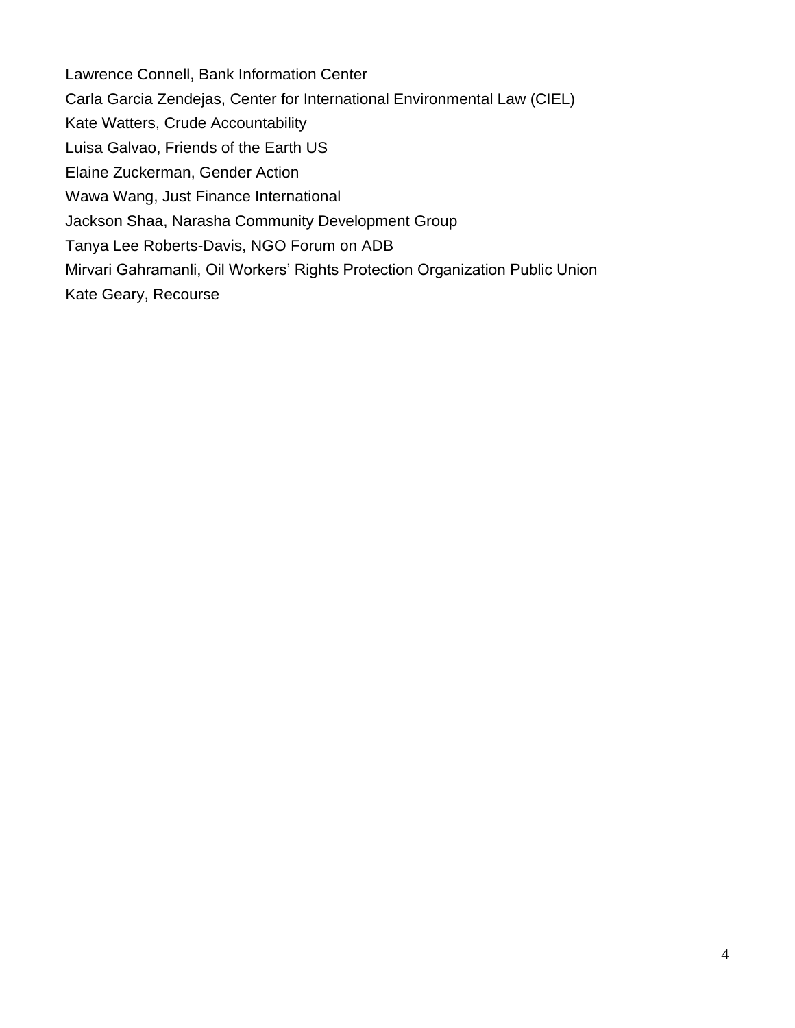Lawrence Connell, Bank Information Center

Carla Garcia Zendejas, Center for International Environmental Law (CIEL)

Kate Watters, Crude Accountability

Luisa Galvao, Friends of the Earth US

Elaine Zuckerman, Gender Action

Wawa Wang, Just Finance International

Jackson Shaa, Narasha Community Development Group

Tanya Lee Roberts-Davis, NGO Forum on ADB

Mirvari Gahramanli, Oil Workers' Rights Protection Organization Public Union

Kate Geary, Recourse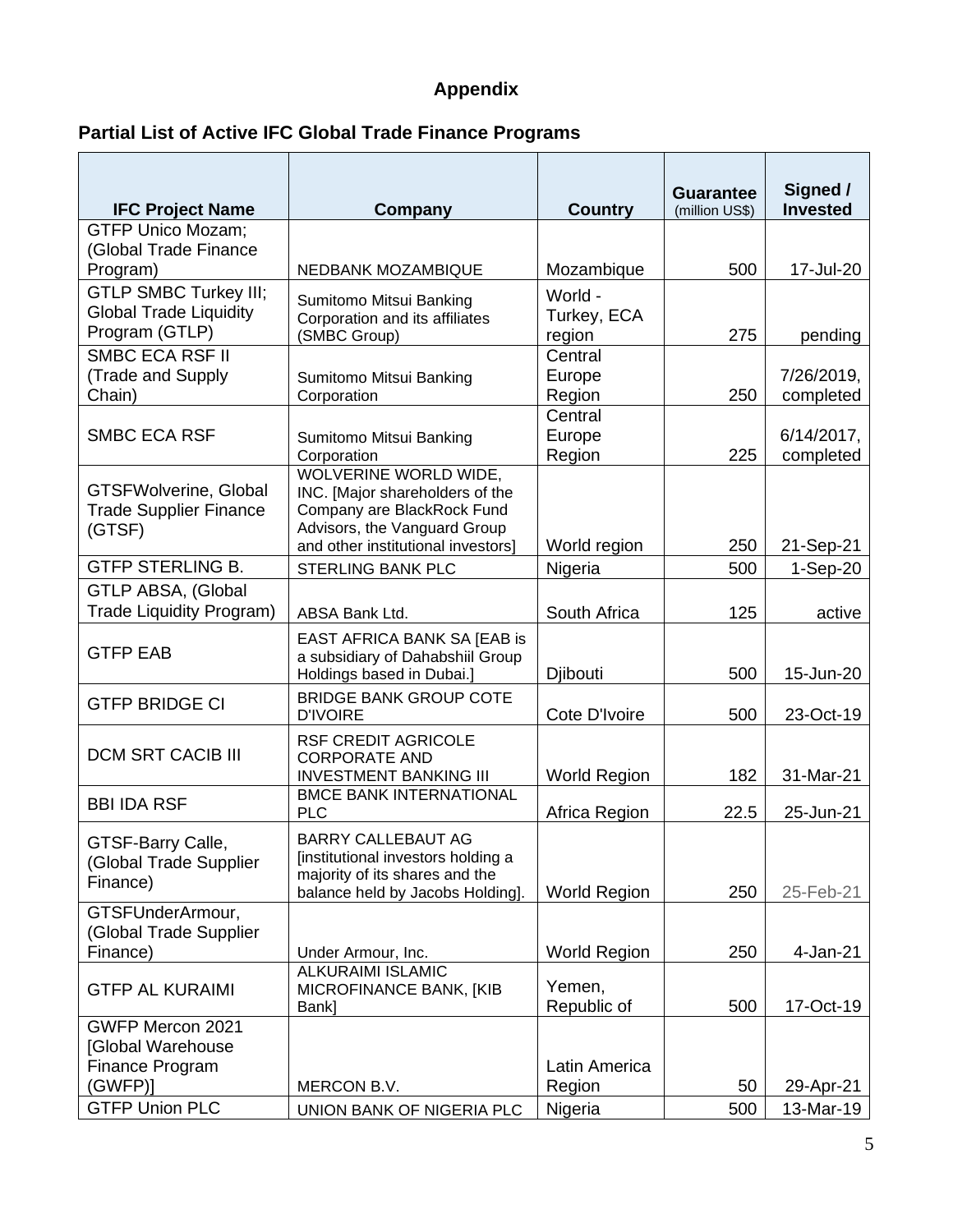## Appendix

## Partial List of Active IFC Global Trade Finance Programs

| IFC Project Name | Company | Country | Guarantee (million US$) | Signed / Invested |
|---|---|---|---|---|
| GTFP Unico Mozam; (Global Trade Finance Program) | NEDBANK MOZAMBIQUE | Mozambique | 500 | 17-Jul-20 |
| GTLP SMBC Turkey III; Global Trade Liquidity Program (GTLP) | Sumitomo Mitsui Banking Corporation and its affiliates (SMBC Group) | World - Turkey, ECA region | 275 | pending |
| SMBC ECA RSF II (Trade and Supply Chain) | Sumitomo Mitsui Banking Corporation | Central Europe Region | 250 | 7/26/2019, completed |
| SMBC ECA RSF | Sumitomo Mitsui Banking Corporation | Central Europe Region | 225 | 6/14/2017, completed |
| GTSFWolverine, Global Trade Supplier Finance (GTSF) | WOLVERINE WORLD WIDE, INC. [Major shareholders of the Company are BlackRock Fund Advisors, the Vanguard Group and other institutional investors] | World region | 250 | 21-Sep-21 |
| GTFP STERLING B. | STERLING BANK PLC | Nigeria | 500 | 1-Sep-20 |
| GTLP ABSA, (Global Trade Liquidity Program) | ABSA Bank Ltd. | South Africa | 125 | active |
| GTFP EAB | EAST AFRICA BANK SA [EAB is a subsidiary of Dahabshiil Group Holdings based in Dubai.] | Djibouti | 500 | 15-Jun-20 |
| GTFP BRIDGE CI | BRIDGE BANK GROUP COTE D'IVOIRE | Cote D'Ivoire | 500 | 23-Oct-19 |
| DCM SRT CACIB III | RSF CREDIT AGRICOLE CORPORATE AND INVESTMENT BANKING III | World Region | 182 | 31-Mar-21 |
| BBI IDA RSF | BMCE BANK INTERNATIONAL PLC | Africa Region | 22.5 | 25-Jun-21 |
| GTSF-Barry Calle, (Global Trade Supplier Finance) | BARRY CALLEBAUT AG [institutional investors holding a majority of its shares and the balance held by Jacobs Holding]. | World Region | 250 | 25-Feb-21 |
| GTSFUnderArmour, (Global Trade Supplier Finance) | Under Armour, Inc. | World Region | 250 | 4-Jan-21 |
| GTFP AL KURAIMI | ALKURAIMI ISLAMIC MICROFINANCE BANK, [KIB Bank] | Yemen, Republic of | 500 | 17-Oct-19 |
| GWFP Mercon 2021 [Global Warehouse Finance Program (GWFP)] | MERCON B.V. | Latin America Region | 50 | 29-Apr-21 |
| GTFP Union PLC | UNION BANK OF NIGERIA PLC | Nigeria | 500 | 13-Mar-19 |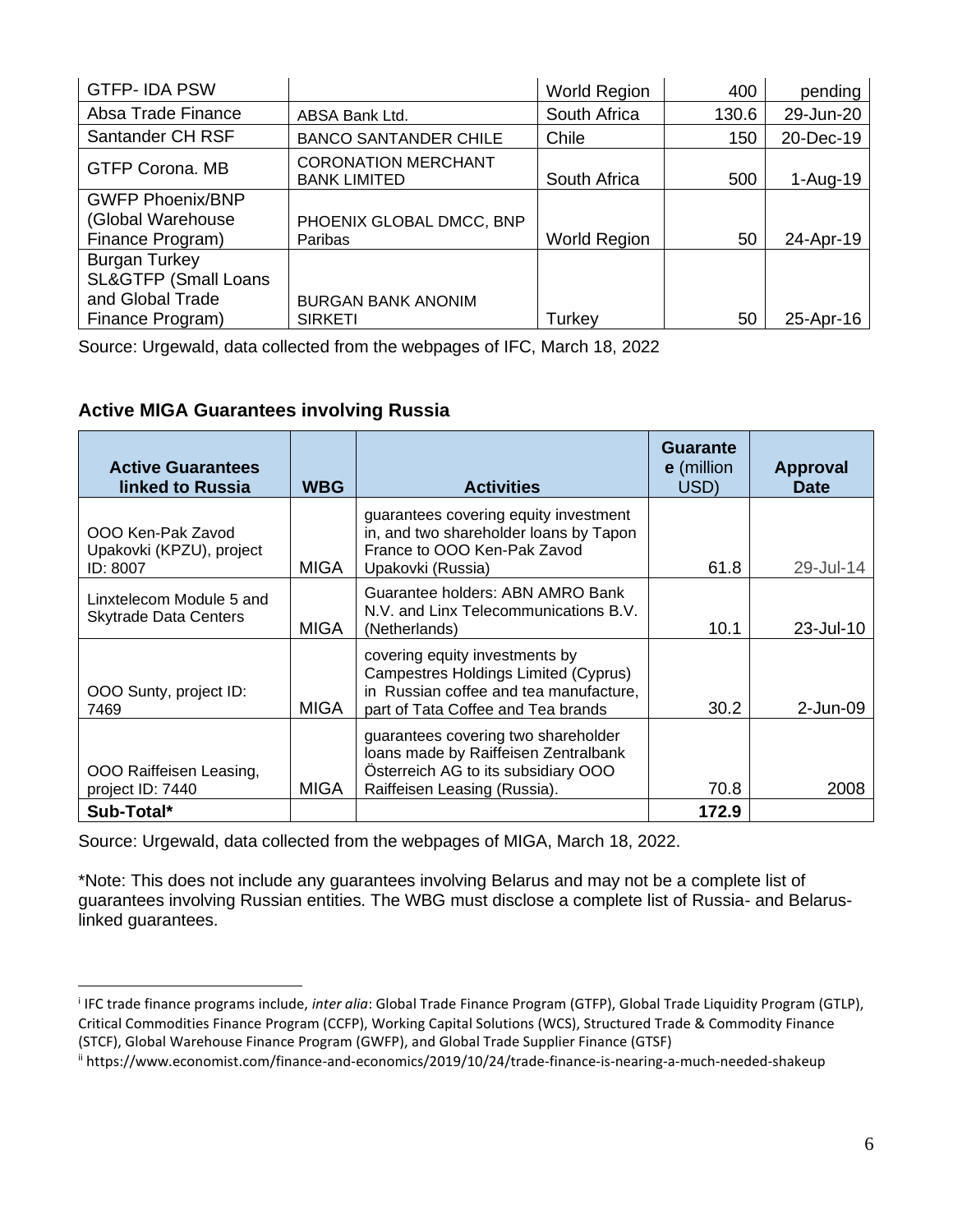| | | | | |
|---|---|---|---|---|
| GTFP- IDA PSW | | World Region | 400 | pending |
| Absa Trade Finance | ABSA Bank Ltd. | South Africa | 130.6 | 29-Jun-20 |
| Santander CH RSF | BANCO SANTANDER CHILE | Chile | 150 | 20-Dec-19 |
| GTFP Corona. MB | CORONATION MERCHANT BANK LIMITED | South Africa | 500 | 1-Aug-19 |
| GWFP Phoenix/BNP (Global Warehouse Finance Program) | PHOENIX GLOBAL DMCC, BNP Paribas | World Region | 50 | 24-Apr-19 |
| Burgan Turkey SL&GTFP (Small Loans and Global Trade Finance Program) | BURGAN BANK ANONIM SIRKETI | Turkey | 50 | 25-Apr-16 |

Source: Urgewald, data collected from the webpages of IFC, March 18, 2022

### Active MIGA Guarantees involving Russia

| Active Guarantees linked to Russia | WBG | Activities | Guarantee (million USD) | Approval Date |
|---|---|---|---|---|
| OOO Ken-Pak Zavod Upakovki (KPZU), project ID: 8007 | MIGA | guarantees covering equity investment in, and two shareholder loans by Tapon France to OOO Ken-Pak Zavod Upakovki (Russia) | 61.8 | 29-Jul-14 |
| Linxtelecom Module 5 and Skytrade Data Centers | MIGA | Guarantee holders: ABN AMRO Bank N.V. and Linx Telecommunications B.V. (Netherlands) | 10.1 | 23-Jul-10 |
| OOO Sunty, project ID: 7469 | MIGA | covering equity investments by Campestres Holdings Limited (Cyprus) in Russian coffee and tea manufacture, part of Tata Coffee and Tea brands | 30.2 | 2-Jun-09 |
| OOO Raiffeisen Leasing, project ID: 7440 | MIGA | guarantees covering two shareholder loans made by Raiffeisen Zentralbank Österreich AG to its subsidiary OOO Raiffeisen Leasing (Russia). | 70.8 | 2008 |
| **Sub-Total*** | | | **172.9** | |

Source: Urgewald, data collected from the webpages of MIGA, March 18, 2022.

*Note: This does not include any guarantees involving Belarus and may not be a complete list of guarantees involving Russian entities. The WBG must disclose a complete list of Russia- and Belarus-linked guarantees.

---

[i] IFC trade finance programs include, *inter alia*: Global Trade Finance Program (GTFP), Global Trade Liquidity Program (GTLP), Critical Commodities Finance Program (CCFP), Working Capital Solutions (WCS), Structured Trade & Commodity Finance (STCF), Global Warehouse Finance Program (GWFP), and Global Trade Supplier Finance (GTSF)

[ii] https://www.economist.com/finance-and-economics/2019/10/24/trade-finance-is-nearing-a-much-needed-shakeup